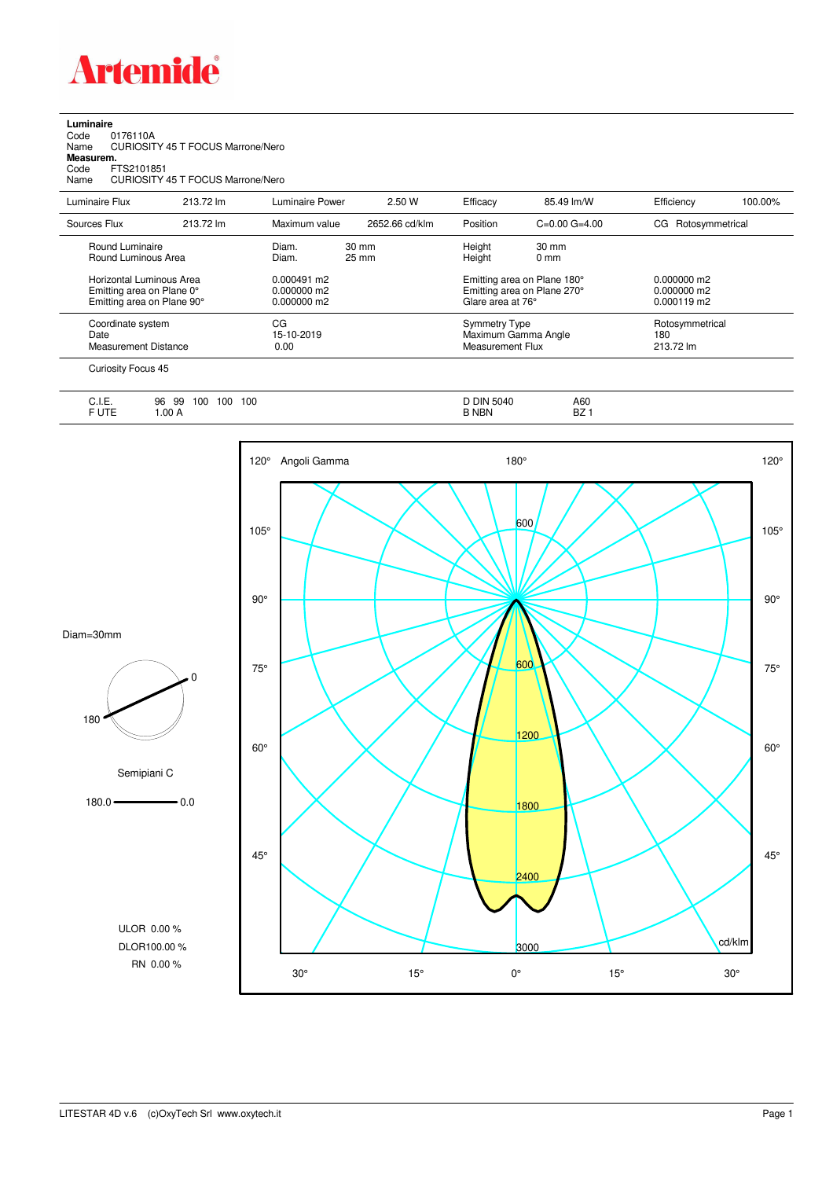**Artemide**

**Luminaire**

Code 0176110A

Name CURIOSITY 45 T FOCUS Marrone/Nero

**Measurem.**

Code FTS2101851

Name CURIOSITY 45 T FOCUS Marrone/Nero

| Luminaire Flux | 213.72 lm | Luminaire Power | 2.50 W | Efficacy | 85.49 lm/W | Efficiency | 100.00% |
|---|---|---|---|---|---|---|---|
| Sources Flux | 213.72 lm | Maximum value | 2652.66 cd/klm | Position | C=0.00 G=4.00 | CG | Rotosymmetrical |

| | | | | |
|---|---|---|---|---|
| Round Luminaire | Diam. 30 mm | Height 30 mm | | |
| Round Luminous Area | Diam. 25 mm | Height 0 mm | | |
| Horizontal Luminous Area | 0.000491 m2 | Emitting area on Plane 180° | 0.000000 m2 | |
| Emitting area on Plane 0° | 0.000000 m2 | Emitting area on Plane 270° | 0.000000 m2 | |
| Emitting area on Plane 90° | 0.000000 m2 | Glare area at 76° | 0.000119 m2 | |
| Coordinate system | CG | Symmetry Type | Rotosymmetrical | |
| Date | 15-10-2019 | Maximum Gamma Angle | 180 | |
| Measurement Distance | 0.00 | Measurement Flux | 213.72 lm | |

Curiosity Focus 45

| | | | |
|---|---|---|---|
| C.I.E. | 96 99 100 100 100 | D DIN 5040 | A60 |
| F UTE | 1.00 A | B NBN | BZ 1 |

Diam=30mm

Semipiani C

180.0 — 0.0

ULOR 0.00 %

DLOR100.00 %

RN 0.00 %

Angoli Gamma — cd/klm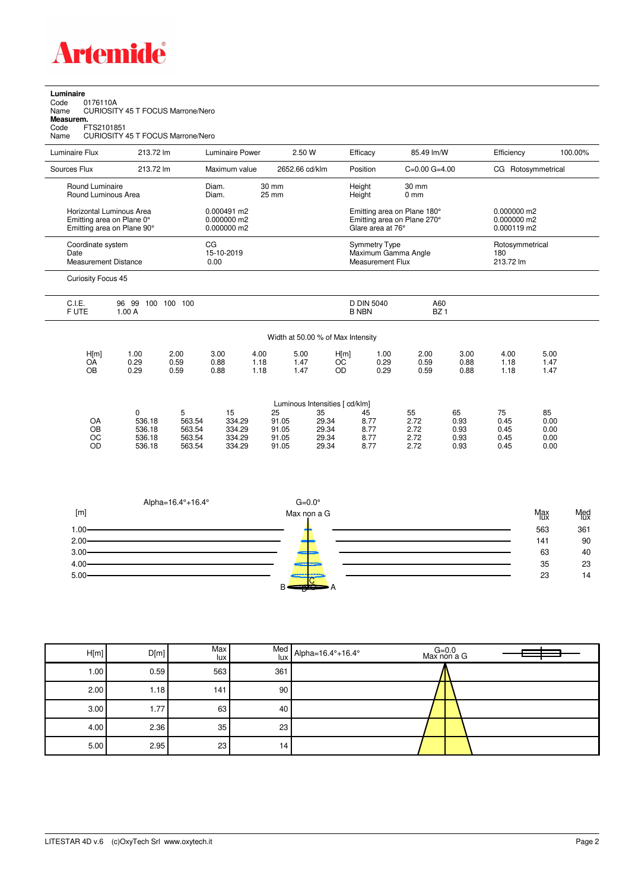Artemide

**Luminaire**
Code 0176110A
Name CURIOSITY 45 T FOCUS Marrone/Nero
**Measurem.**
Code FTS2101851
Name CURIOSITY 45 T FOCUS Marrone/Nero

| | | | | | | | |
|---|---|---|---|---|---|---|---|
| Luminaire Flux | 213.72 lm | Luminaire Power | 2.50 W | Efficacy | 85.49 lm/W | Efficiency | 100.00% |
| Sources Flux | 213.72 lm | Maximum value | 2652.66 cd/klm | Position | C=0.00 G=4.00 | CG | Rotosymmetrical |

| | | | | | |
|---|---|---|---|---|---|
| Round Luminaire | Diam. | 30 mm | Height | 30 mm | |
| Round Luminous Area | Diam. | 25 mm | Height | 0 mm | |
| Horizontal Luminous Area | 0.000491 m2 | | Emitting area on Plane 180° | | 0.000000 m2 |
| Emitting area on Plane 0° | 0.000000 m2 | | Emitting area on Plane 270° | | 0.000000 m2 |
| Emitting area on Plane 90° | 0.000000 m2 | | Glare area at 76° | | 0.000119 m2 |

| | | | |
|---|---|---|---|
| Coordinate system | CG | Symmetry Type | Rotosymmetrical |
| Date | 15-10-2019 | Maximum Gamma Angle | 180 |
| Measurement Distance | 0.00 | Measurement Flux | 213.72 lm |

Curiosity Focus 45

| | | | |
|---|---|---|---|
| C.I.E. | 96 99 100 100 100 | D DIN 5040 | A60 |
| F UTE | 1.00 A | B NBN | BZ 1 |

Width at 50.00 % of Max Intensity

| H[m] | 1.00 | 2.00 | 3.00 | 4.00 | 5.00 | H[m] | 1.00 | 2.00 | 3.00 | 4.00 | 5.00 |
|---|---|---|---|---|---|---|---|---|---|---|---|
| OA | 0.29 | 0.59 | 0.88 | 1.18 | 1.47 | OC | 0.29 | 0.59 | 0.88 | 1.18 | 1.47 |
| OB | 0.29 | 0.59 | 0.88 | 1.18 | 1.47 | OD | 0.29 | 0.59 | 0.88 | 1.18 | 1.47 |

Luminous Intensities [ cd/klm]

| | 0 | 5 | 15 | 25 | 35 | 45 | 55 | 65 | 75 | 85 |
|---|---|---|---|---|---|---|---|---|---|---|
| OA | 536.18 | 563.54 | 334.29 | 91.05 | 29.34 | 8.77 | 2.72 | 0.93 | 0.45 | 0.00 |
| OB | 536.18 | 563.54 | 334.29 | 91.05 | 29.34 | 8.77 | 2.72 | 0.93 | 0.45 | 0.00 |
| OC | 536.18 | 563.54 | 334.29 | 91.05 | 29.34 | 8.77 | 2.72 | 0.93 | 0.45 | 0.00 |
| OD | 536.18 | 563.54 | 334.29 | 91.05 | 29.34 | 8.77 | 2.72 | 0.93 | 0.45 | 0.00 |

Alpha=16.4°+16.4°
G=0.0°
Max non a G
[m]
1.00
2.00
3.00
4.00
5.00
B D C A
Max lux: 563, 141, 63, 35, 23
Med lux: 361, 90, 40, 23, 14

| H[m] | D[m] | Max lux | Med lux | Alpha=16.4°+16.4° G=0.0 Max non a G |
|---|---|---|---|---|
| 1.00 | 0.59 | 563 | 361 | |
| 2.00 | 1.18 | 141 | 90 | |
| 3.00 | 1.77 | 63 | 40 | |
| 4.00 | 2.36 | 35 | 23 | |
| 5.00 | 2.95 | 23 | 14 | |

LITESTAR 4D v.6 (c)OxyTech Srl www.oxytech.it